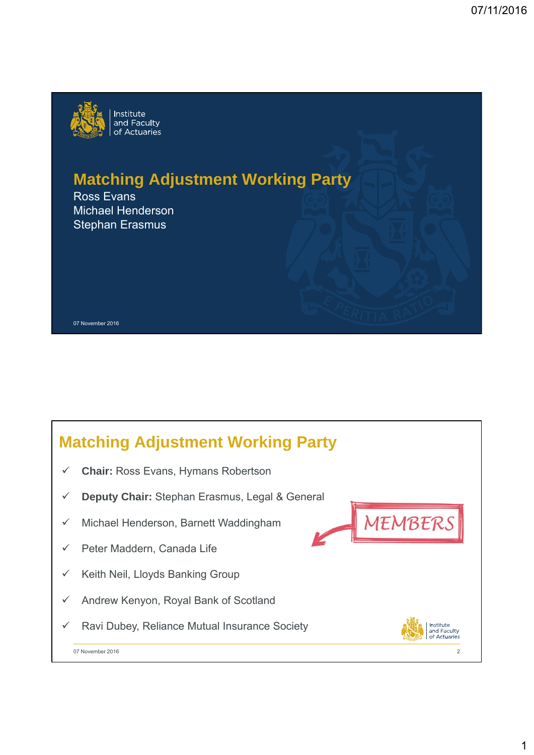# Matching Adjustment Working Party

Ross Evans
Michael Henderson
Stephan Erasmus

07 November 2016

## Matching Adjustment Working Party

- **Chair:** Ross Evans, Hymans Robertson
- **Deputy Chair:** Stephan Erasmus, Legal & General
- Michael Henderson, Barnett Waddingham
- Peter Maddern, Canada Life
- Keith Neil, Lloyds Banking Group
- Andrew Kenyon, Royal Bank of Scotland
- Ravi Dubey, Reliance Mutual Insurance Society

MEMBERS

07 November 2016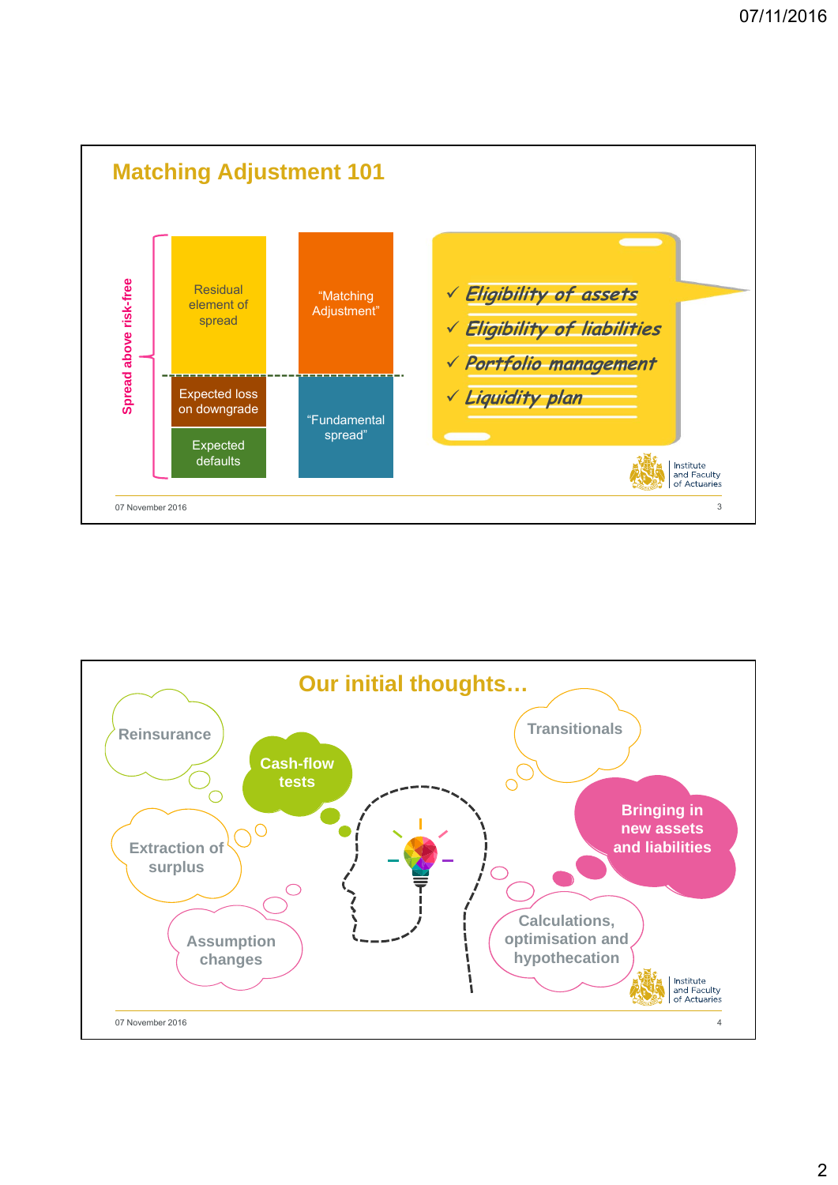## Matching Adjustment 101

Spread above risk-free

| | |
|---|---|
| Residual element of spread | "Matching Adjustment" |
| Expected loss on downgrade | "Fundamental spread" |
| Expected defaults | |

- ✓ *Eligibility of assets*
- ✓ *Eligibility of liabilities*
- ✓ *Portfolio management*
- ✓ *Liquidity plan*

## Our initial thoughts…

- Reinsurance
- Cash-flow tests
- Transitionals
- Bringing in new assets and liabilities
- Extraction of surplus
- Assumption changes
- Calculations, optimisation and hypothecation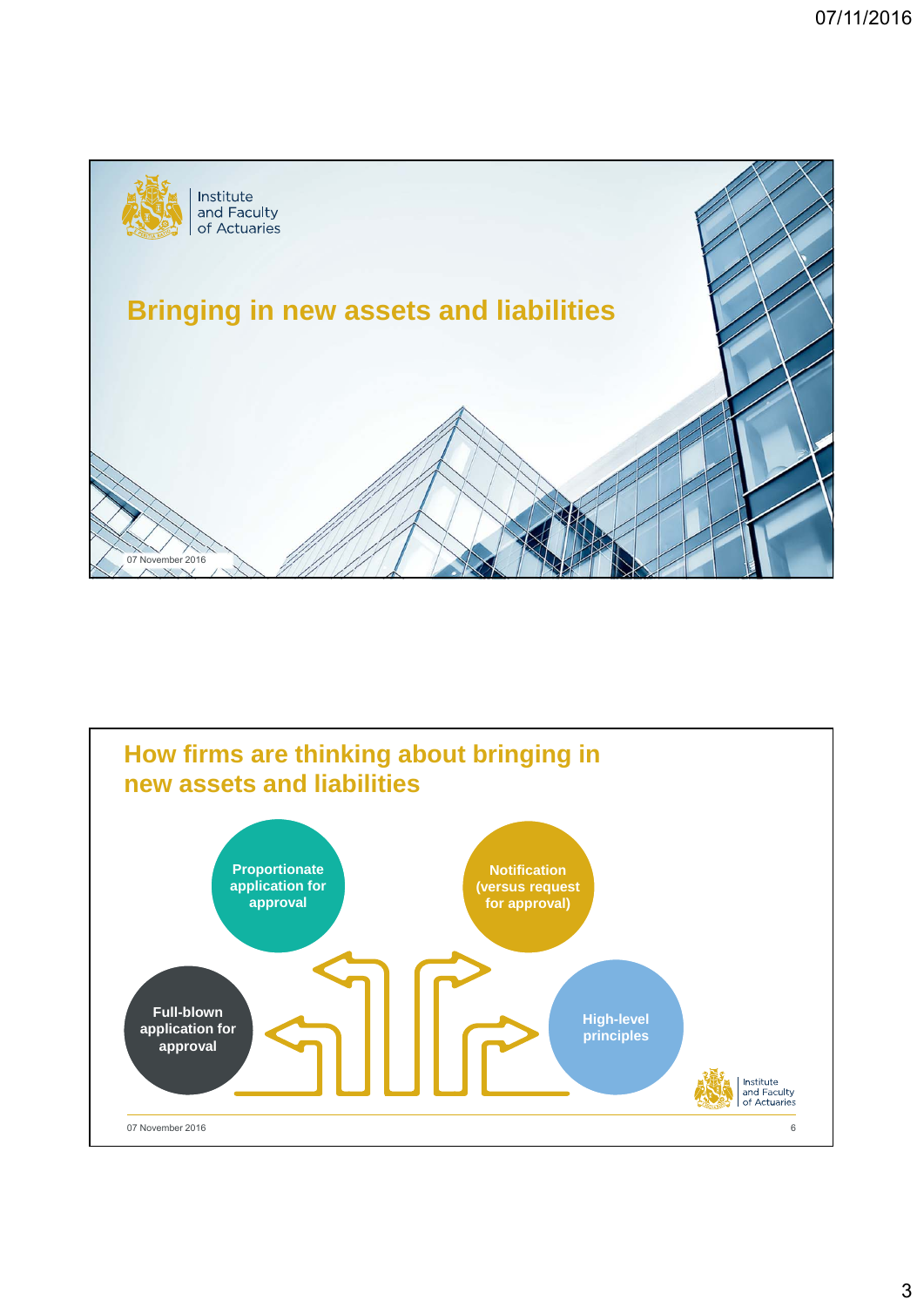# Bringing in new assets and liabilities

07 November 2016

## How firms are thinking about bringing in new assets and liabilities

- Full-blown application for approval
- Proportionate application for approval
- Notification (versus request for approval)
- High-level principles

07 November 2016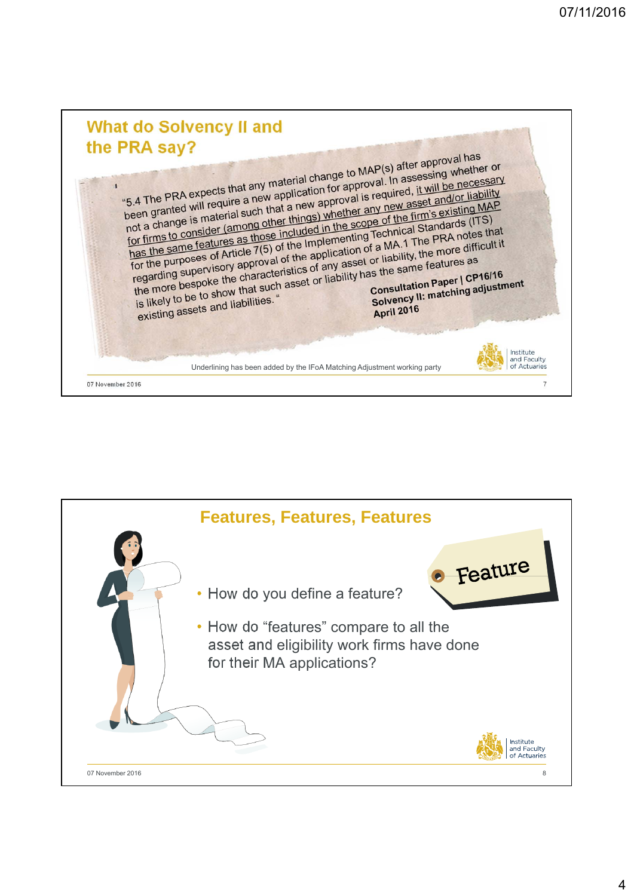## What do Solvency II and the PRA say?

"5.4 The PRA expects that any material change to MAP(s) after approval has been granted will require a new application for approval. In assessing whether or not a change is material such that a new approval is required, it will be necessary for firms to consider (among other things) whether any new asset and/or liability has the same features as those included in the scope of the firm's existing MAP for the purposes of Article 7(5) of the Implementing Technical Standards (ITS) regarding supervisory approval of the application of a MA.1 The PRA notes that the more bespoke the characteristics of any asset or liability, the more difficult it is likely to be to show that such asset or liability has the same features as existing assets and liabilities."

**Consultation Paper | CP16/16**
**Solvency II: matching adjustment**
**April 2016**

Underlining has been added by the IFoA Matching Adjustment working party

Institute and Faculty of Actuaries

07 November 2016

## Features, Features, Features

- How do you define a feature?
- How do "features" compare to all the asset and eligibility work firms have done for their MA applications?

Feature

Institute and Faculty of Actuaries

07 November 2016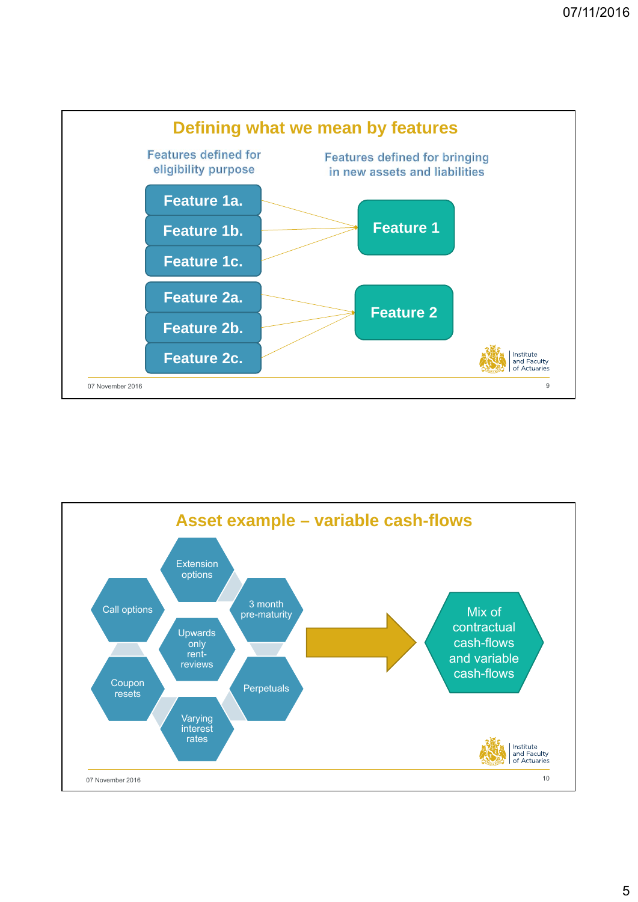## Defining what we mean by features

**Features defined for eligibility purpose**

- Feature 1a.
- Feature 1b.
- Feature 1c.
- Feature 2a.
- Feature 2b.
- Feature 2c.

**Features defined for bringing in new assets and liabilities**

- Feature 1 (from Feature 1a., 1b., 1c.)
- Feature 2 (from Feature 2a., 2b., 2c.)

## Asset example – variable cash-flows

- Extension options
- Call options
- 3 month pre-maturity
- Upwards only rent-reviews
- Coupon resets
- Perpetuals
- Varying interest rates

→ Mix of contractual cash-flows and variable cash-flows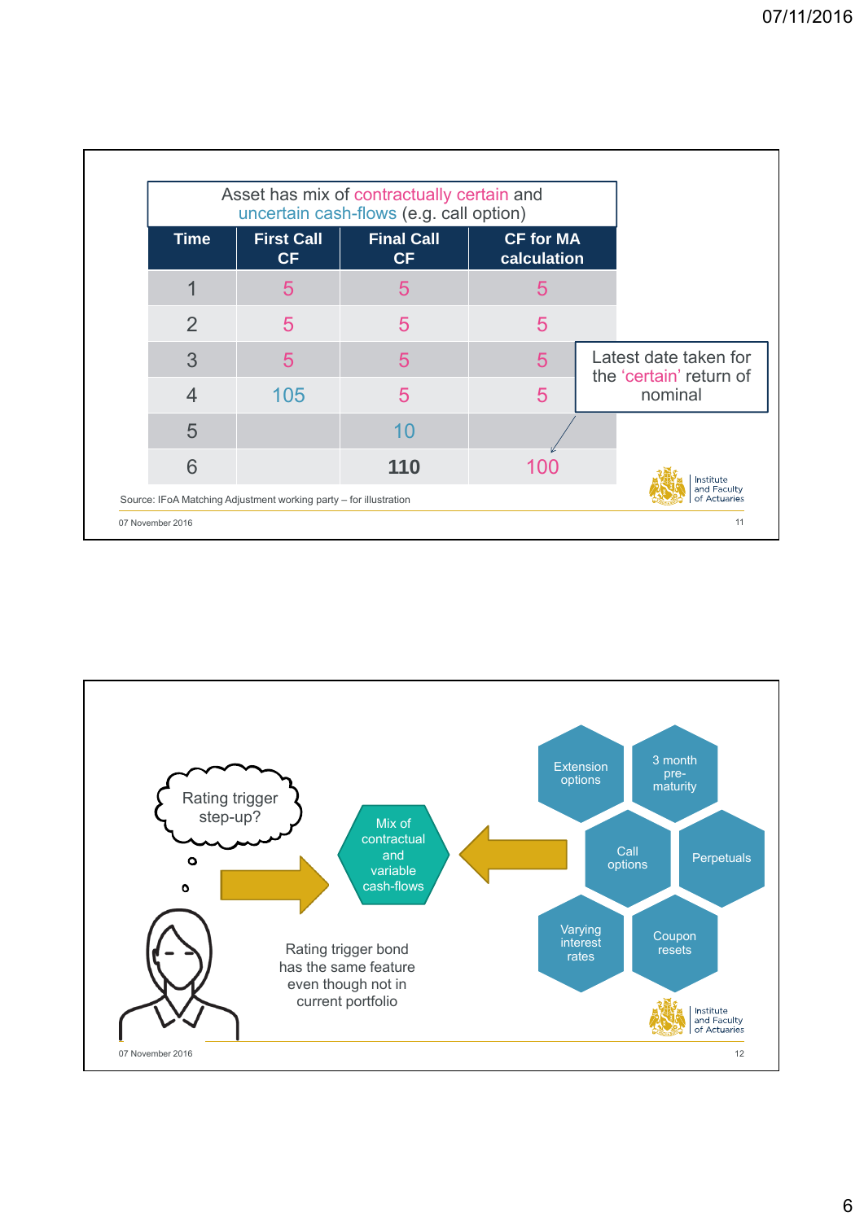Asset has mix of contractually certain and uncertain cash-flows (e.g. call option)

| Time | First Call CF | Final Call CF | CF for MA calculation |
|---|---|---|---|
| 1 | 5 | 5 | 5 |
| 2 | 5 | 5 | 5 |
| 3 | 5 | 5 | 5 |
| 4 | 105 | 5 | 5 |
| 5 | | 10 | |
| 6 | | **110** | 100 |

Latest date taken for the 'certain' return of nominal

Source: IFoA Matching Adjustment working party – for illustration

---

Rating trigger step-up?

Mix of contractual and variable cash-flows

- Extension options
- 3 month pre-maturity
- Call options
- Perpetuals
- Varying interest rates
- Coupon resets

Rating trigger bond has the same feature even though not in current portfolio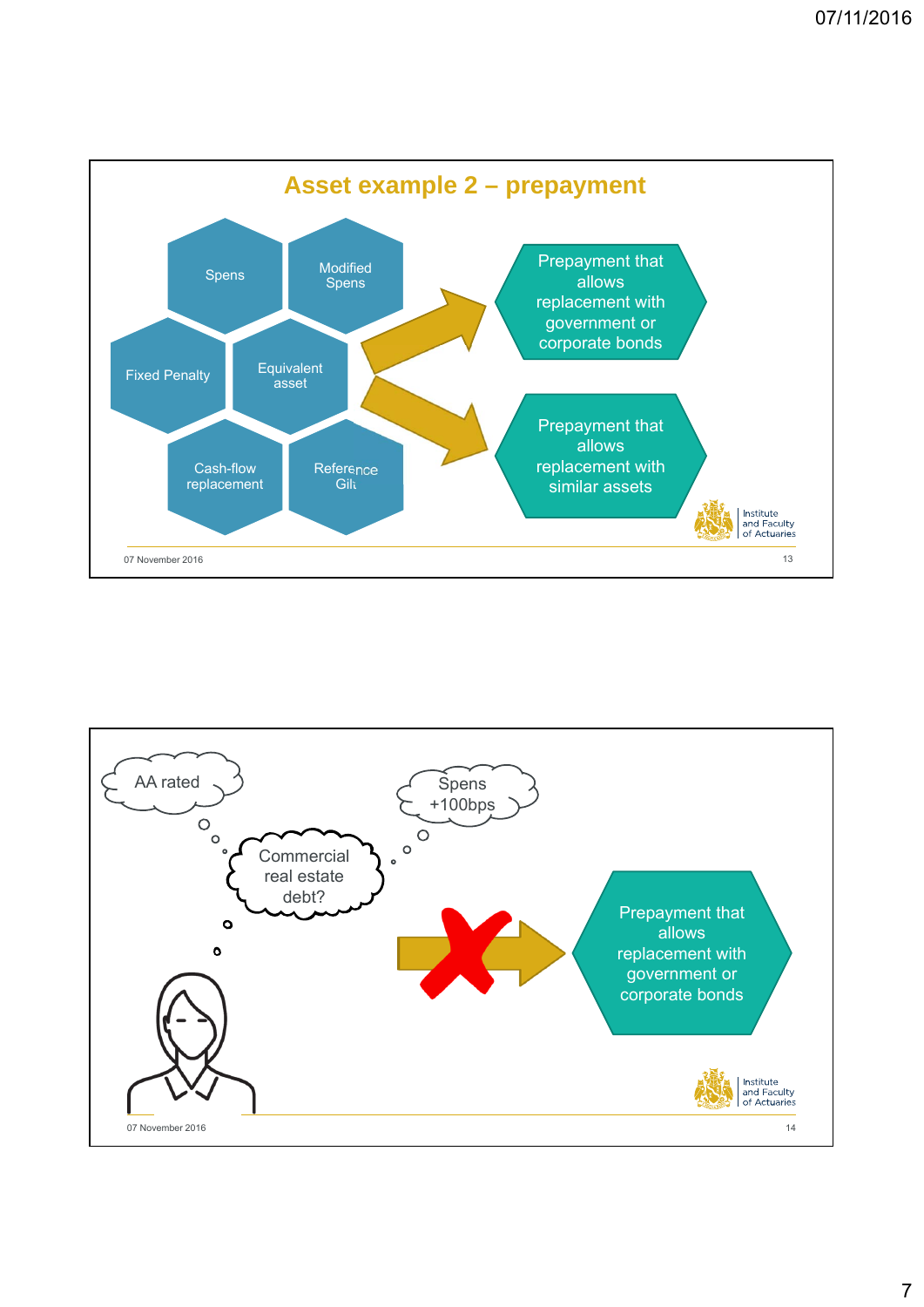## Asset example 2 – prepayment

Spens

Modified Spens

Fixed Penalty

Equivalent asset

Cash-flow replacement

Reference Gilt

Prepayment that allows replacement with government or corporate bonds

Prepayment that allows replacement with similar assets

07 November 2016

---

AA rated

Spens +100bps

Commercial real estate debt?

Prepayment that allows replacement with government or corporate bonds

07 November 2016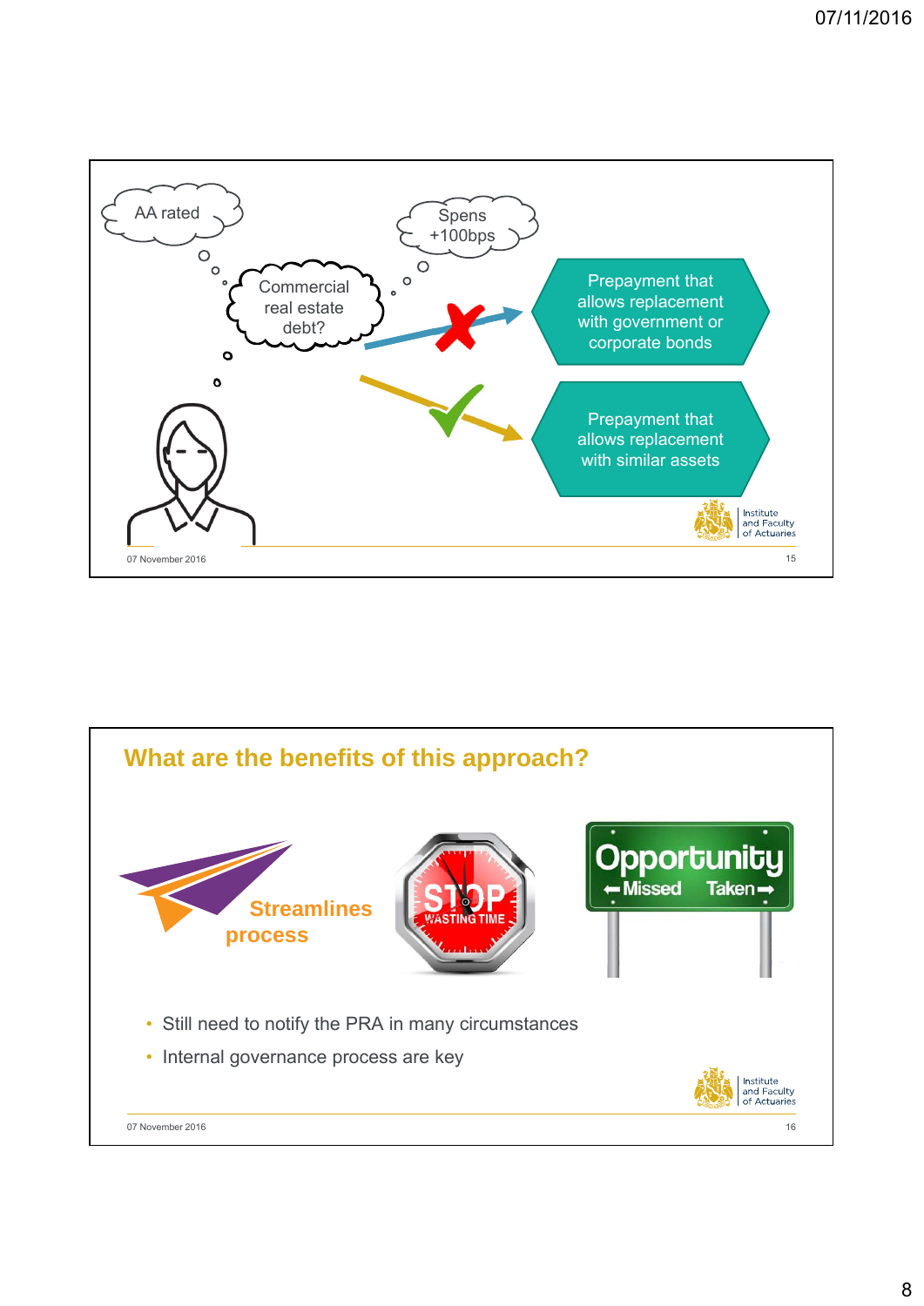AA rated

Spens +100bps

Commercial real estate debt?

Prepayment that allows replacement with government or corporate bonds

Prepayment that allows replacement with similar assets

## What are the benefits of this approach?

Streamlines process

STOP WASTING TIME

Opportunity ←Missed Taken→

- Still need to notify the PRA in many circumstances
- Internal governance process are key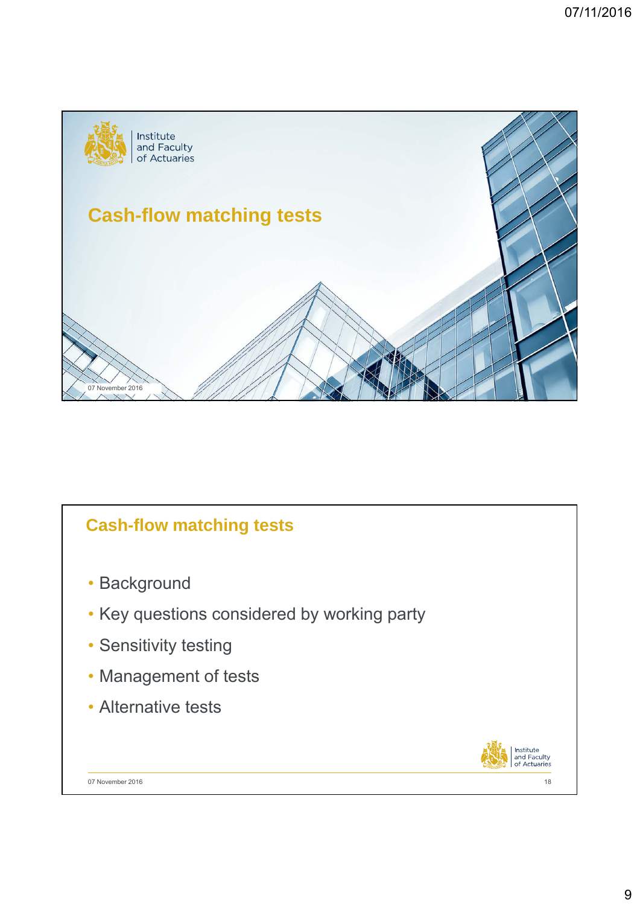# Cash-flow matching tests

## Cash-flow matching tests

- Background
- Key questions considered by working party
- Sensitivity testing
- Management of tests
- Alternative tests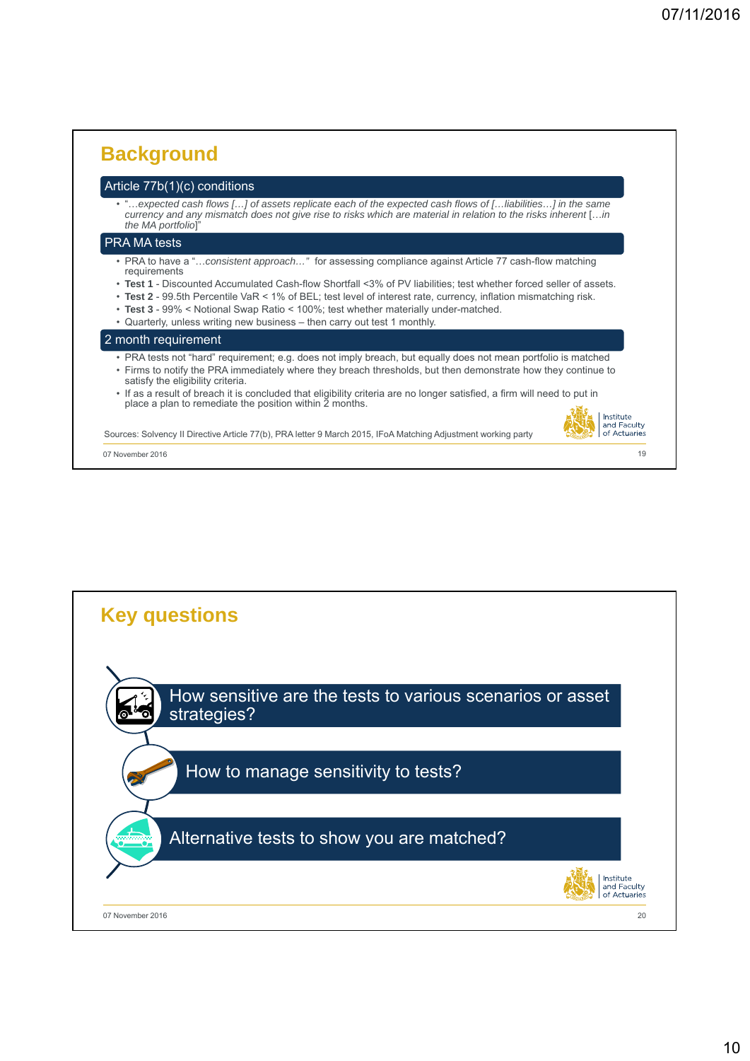## Background

### Article 77b(1)(c) conditions

- "*…expected cash flows […] of assets replicate each of the expected cash flows of […liabilities…] in the same currency and any mismatch does not give rise to risks which are material in relation to the risks inherent […in the MA portfolio*]"

### PRA MA tests

- PRA to have a "…*consistent approach…*" for assessing compliance against Article 77 cash-flow matching requirements
- **Test 1** - Discounted Accumulated Cash-flow Shortfall <3% of PV liabilities; test whether forced seller of assets.
- **Test 2** - 99.5th Percentile VaR < 1% of BEL; test level of interest rate, currency, inflation mismatching risk.
- **Test 3** - 99% < Notional Swap Ratio < 100%; test whether materially under-matched.
- Quarterly, unless writing new business – then carry out test 1 monthly.

### 2 month requirement

- PRA tests not "hard" requirement; e.g. does not imply breach, but equally does not mean portfolio is matched
- Firms to notify the PRA immediately where they breach thresholds, but then demonstrate how they continue to satisfy the eligibility criteria.
- If as a result of breach it is concluded that eligibility criteria are no longer satisfied, a firm will need to put in place a plan to remediate the position within 2 months.

Sources: Solvency II Directive Article 77(b), PRA letter 9 March 2015, IFoA Matching Adjustment working party

07 November 2016

## Key questions

- How sensitive are the tests to various scenarios or asset strategies?
- How to manage sensitivity to tests?
- Alternative tests to show you are matched?

07 November 2016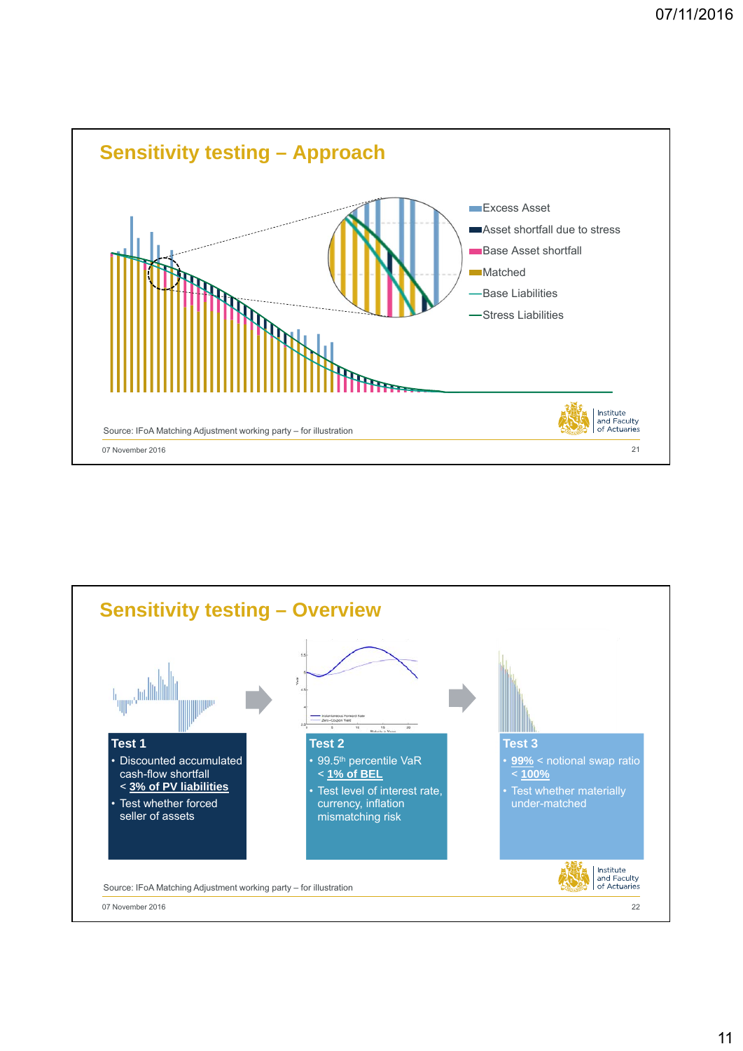## Sensitivity testing – Approach

- Excess Asset
- Asset shortfall due to stress
- Base Asset shortfall
- Matched
- Base Liabilities
- Stress Liabilities

Source: IFoA Matching Adjustment working party – for illustration

07 November 2016

## Sensitivity testing – Overview

**Test 1**

- Discounted accumulated cash-flow shortfall < **3% of PV liabilities**
- Test whether forced seller of assets

**Test 2**

- 99.5th percentile VaR < **1% of BEL**
- Test level of interest rate, currency, inflation mismatching risk

**Test 3**

- **99%** < notional swap ratio < **100%**
- Test whether materially under-matched

Source: IFoA Matching Adjustment working party – for illustration

07 November 2016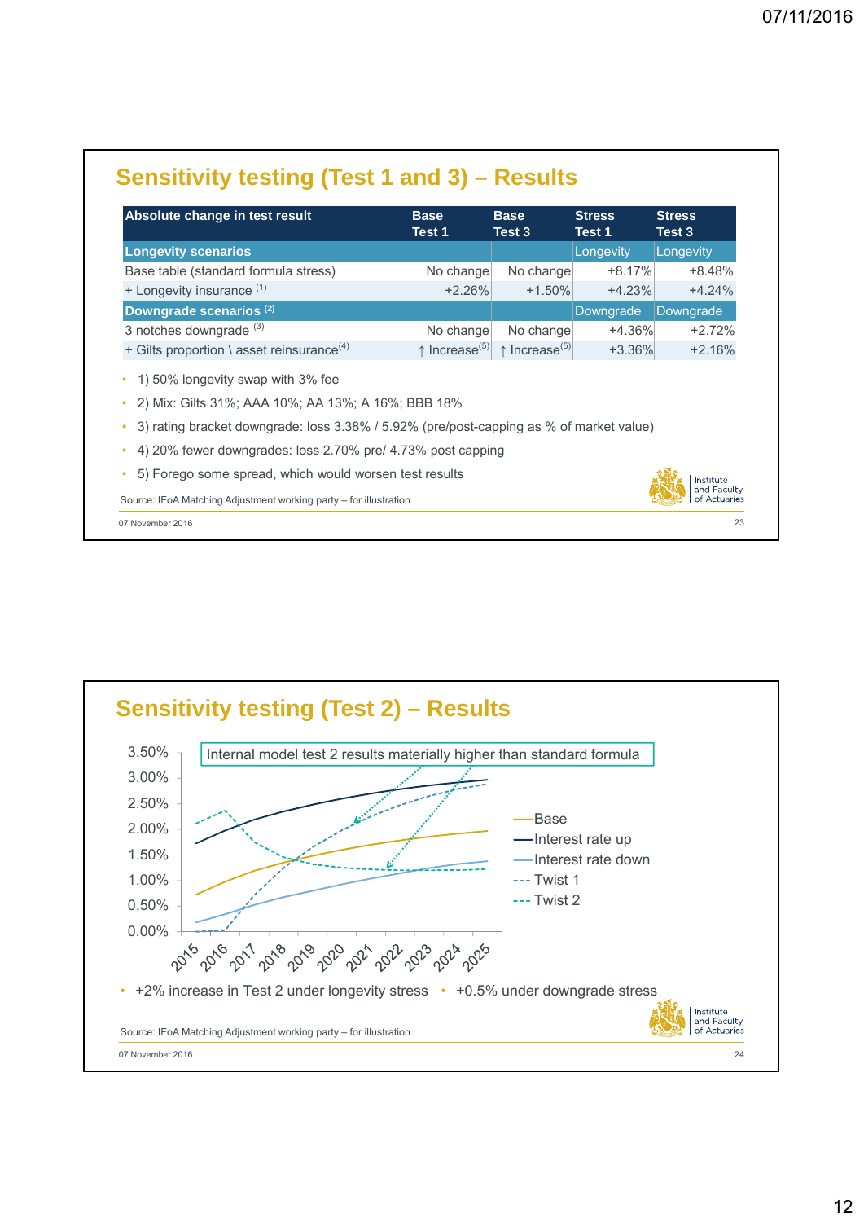## Sensitivity testing (Test 1 and 3) – Results

| Absolute change in test result | Base Test 1 | Base Test 3 | Stress Test 1 | Stress Test 3 |
|---|---|---|---|---|
| **Longevity scenarios** | | | Longevity | Longevity |
| Base table (standard formula stress) | No change | No change | +8.17% | +8.48% |
| + Longevity insurance [1] | +2.26% | +1.50% | +4.23% | +4.24% |
| **Downgrade scenarios** [2] | | | Downgrade | Downgrade |
| 3 notches downgrade [3] | No change | No change | +4.36% | +2.72% |
| + Gilts proportion \ asset reinsurance[4] | ↑ Increase[5] | ↑ Increase[5] | +3.36% | +2.16% |

- 1) 50% longevity swap with 3% fee
- 2) Mix: Gilts 31%; AAA 10%; AA 13%; A 16%; BBB 18%
- 3) rating bracket downgrade: loss 3.38% / 5.92% (pre/post-capping as % of market value)
- 4) 20% fewer downgrades: loss 2.70% pre/ 4.73% post capping
- 5) Forego some spread, which would worsen test results

Source: IFoA Matching Adjustment working party – for illustration

## Sensitivity testing (Test 2) – Results

Internal model test 2 results materially higher than standard formula

Chart series: Base; Interest rate up; Interest rate down; Twist 1; Twist 2 (y-axis 0.00%–3.50%, x-axis 2015–2025)

- +2% increase in Test 2 under longevity stress
- +0.5% under downgrade stress

Source: IFoA Matching Adjustment working party – for illustration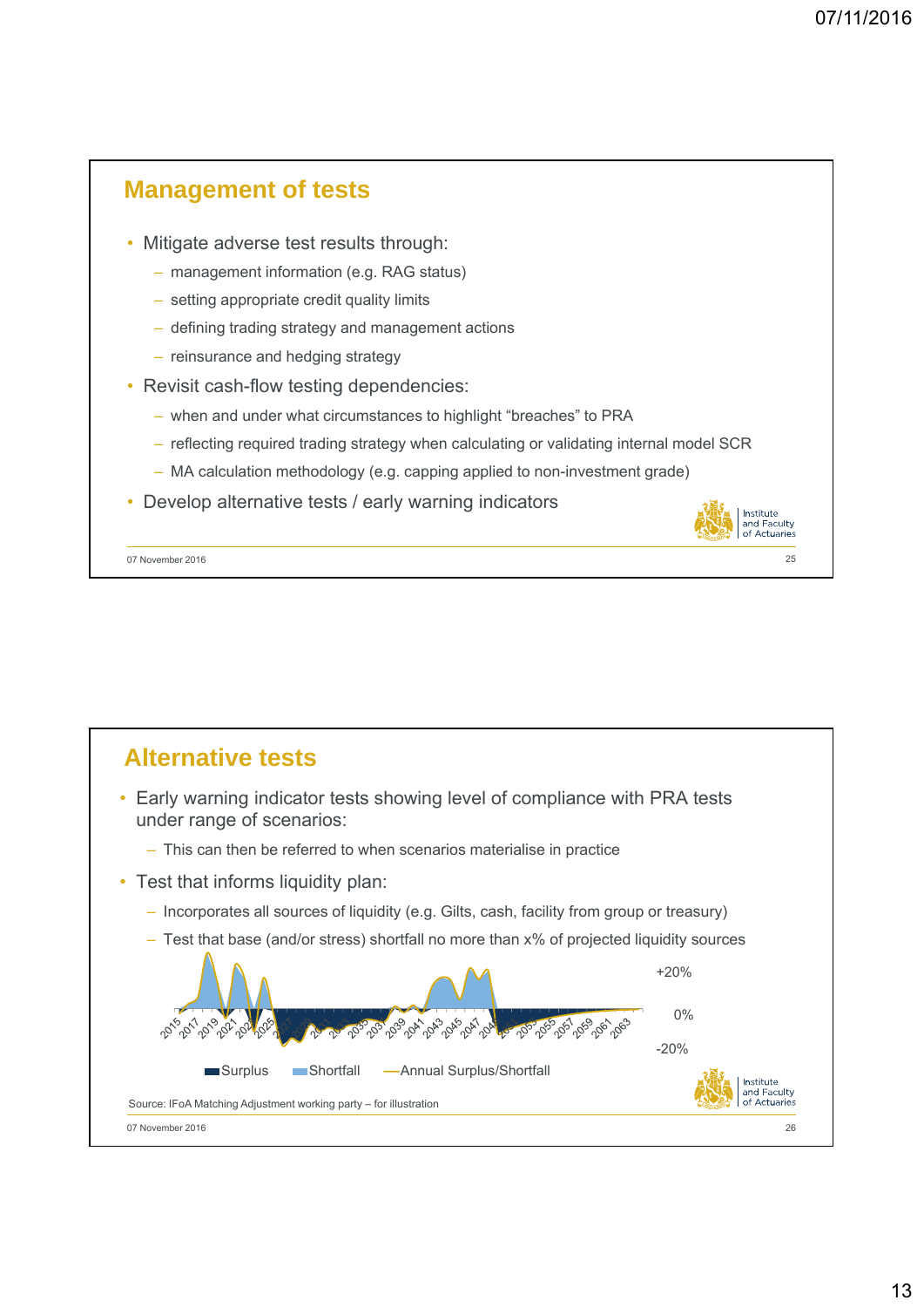## Management of tests

- Mitigate adverse test results through:
  - management information (e.g. RAG status)
  - setting appropriate credit quality limits
  - defining trading strategy and management actions
  - reinsurance and hedging strategy
- Revisit cash-flow testing dependencies:
  - when and under what circumstances to highlight "breaches" to PRA
  - reflecting required trading strategy when calculating or validating internal model SCR
  - MA calculation methodology (e.g. capping applied to non-investment grade)
- Develop alternative tests / early warning indicators

## Alternative tests

- Early warning indicator tests showing level of compliance with PRA tests under range of scenarios:
  - This can then be referred to when scenarios materialise in practice
- Test that informs liquidity plan:
  - Incorporates all sources of liquidity (e.g. Gilts, cash, facility from group or treasury)
  - Test that base (and/or stress) shortfall no more than x% of projected liquidity sources

+20%

0%

-20%

2015 2017 2019 2021 2023 2025 2027 2029 2031 2033 2035 2037 2039 2041 2043 2045 2047 2049 2051 2053 2055 2057 2059 2061 2063

Surplus | Shortfall | Annual Surplus/Shortfall

Source: IFoA Matching Adjustment working party – for illustration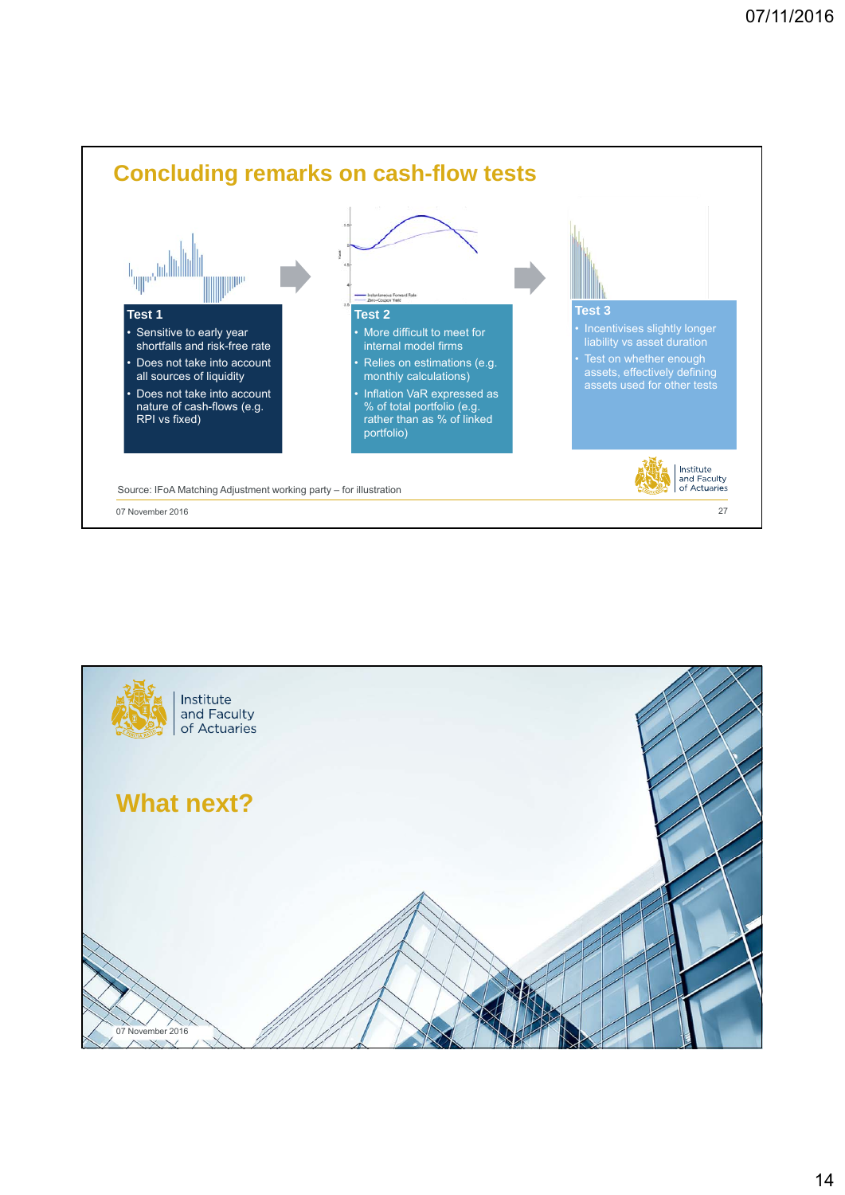## Concluding remarks on cash-flow tests

**Test 1**

- Sensitive to early year shortfalls and risk-free rate
- Does not take into account all sources of liquidity
- Does not take into account nature of cash-flows (e.g. RPI vs fixed)

**Test 2**

- More difficult to meet for internal model firms
- Relies on estimations (e.g. monthly calculations)
- Inflation VaR expressed as % of total portfolio (e.g. rather than as % of linked portfolio)

**Test 3**

- Incentivises slightly longer liability vs asset duration
- Test on whether enough assets, effectively defining assets used for other tests

Source: IFoA Matching Adjustment working party – for illustration

07 November 2016

## What next?

07 November 2016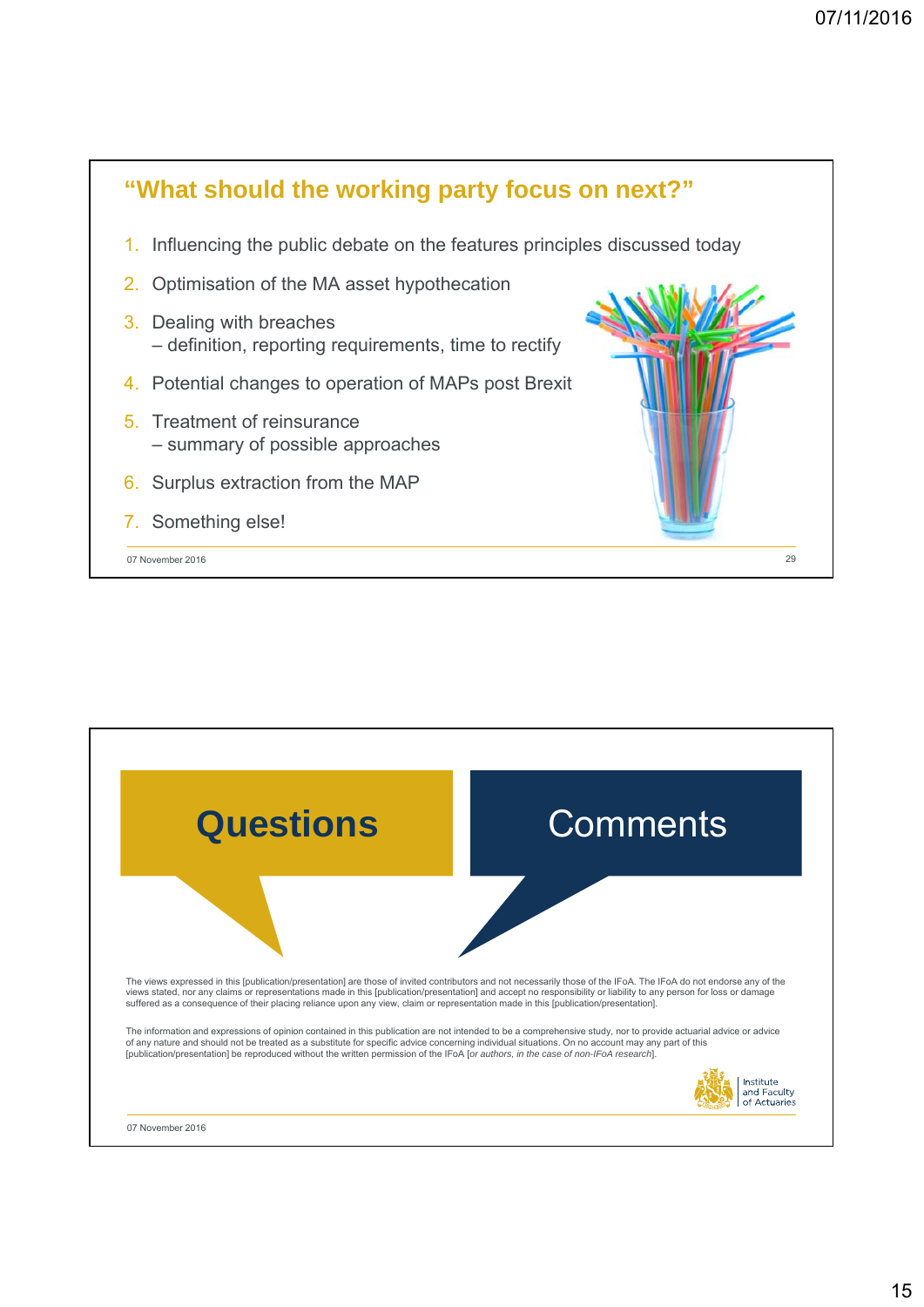## "What should the working party focus on next?"

1. Influencing the public debate on the features principles discussed today
2. Optimisation of the MA asset hypothecation
3. Dealing with breaches
   – definition, reporting requirements, time to rectify
4. Potential changes to operation of MAPs post Brexit
5. Treatment of reinsurance
   – summary of possible approaches
6. Surplus extraction from the MAP
7. Something else!

# Questions

# Comments

The views expressed in this [publication/presentation] are those of invited contributors and not necessarily those of the IFoA. The IFoA do not endorse any of the views stated, nor any claims or representations made in this [publication/presentation] and accept no responsibility or liability to any person for loss or damage suffered as a consequence of their placing reliance upon any view, claim or representation made in this [publication/presentation].

The information and expressions of opinion contained in this publication are not intended to be a comprehensive study, nor to provide actuarial advice or advice of any nature and should not be treated as a substitute for specific advice concerning individual situations. On no account may any part of this [publication/presentation] be reproduced without the written permission of the IFoA [*or authors, in the case of non-IFoA research*].

Institute and Faculty of Actuaries